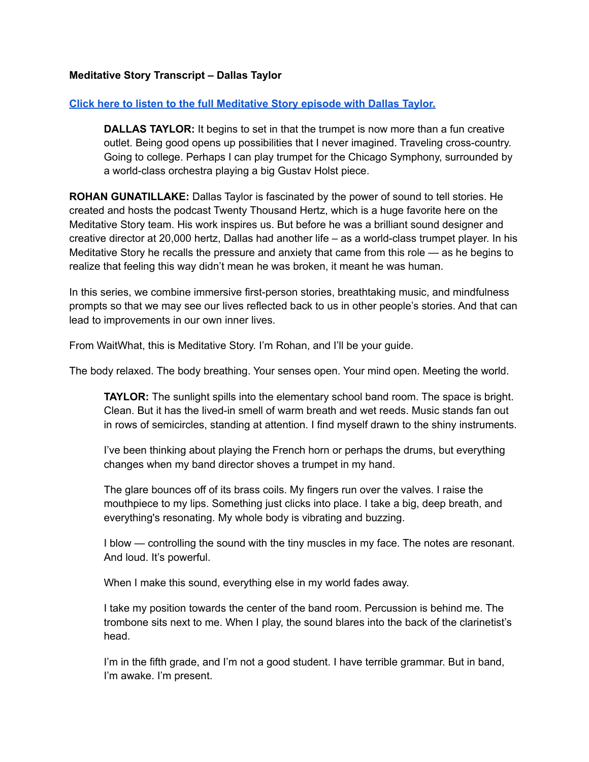**Meditative Story Transcript – Dallas Taylor**

**[Click here to listen to the full Meditative Story episode with Dallas Taylor.]()**

> **DALLAS TAYLOR:** It begins to set in that the trumpet is now more than a fun creative outlet. Being good opens up possibilities that I never imagined. Traveling cross-country. Going to college. Perhaps I can play trumpet for the Chicago Symphony, surrounded by a world-class orchestra playing a big Gustav Holst piece.

**ROHAN GUNATILLAKE:** Dallas Taylor is fascinated by the power of sound to tell stories. He created and hosts the podcast Twenty Thousand Hertz, which is a huge favorite here on the Meditative Story team. His work inspires us. But before he was a brilliant sound designer and creative director at 20,000 hertz, Dallas had another life – as a world-class trumpet player. In his Meditative Story he recalls the pressure and anxiety that came from this role — as he begins to realize that feeling this way didn't mean he was broken, it meant he was human.

In this series, we combine immersive first-person stories, breathtaking music, and mindfulness prompts so that we may see our lives reflected back to us in other people's stories. And that can lead to improvements in our own inner lives.

From WaitWhat, this is Meditative Story. I'm Rohan, and I'll be your guide.

The body relaxed. The body breathing. Your senses open. Your mind open. Meeting the world.

> **TAYLOR:** The sunlight spills into the elementary school band room. The space is bright. Clean. But it has the lived-in smell of warm breath and wet reeds. Music stands fan out in rows of semicircles, standing at attention. I find myself drawn to the shiny instruments.
>
> I've been thinking about playing the French horn or perhaps the drums, but everything changes when my band director shoves a trumpet in my hand.
>
> The glare bounces off of its brass coils. My fingers run over the valves. I raise the mouthpiece to my lips. Something just clicks into place. I take a big, deep breath, and everything's resonating. My whole body is vibrating and buzzing.
>
> I blow — controlling the sound with the tiny muscles in my face. The notes are resonant. And loud. It's powerful.
>
> When I make this sound, everything else in my world fades away.
>
> I take my position towards the center of the band room. Percussion is behind me. The trombone sits next to me. When I play, the sound blares into the back of the clarinetist's head.
>
> I'm in the fifth grade, and I'm not a good student. I have terrible grammar. But in band, I'm awake. I'm present.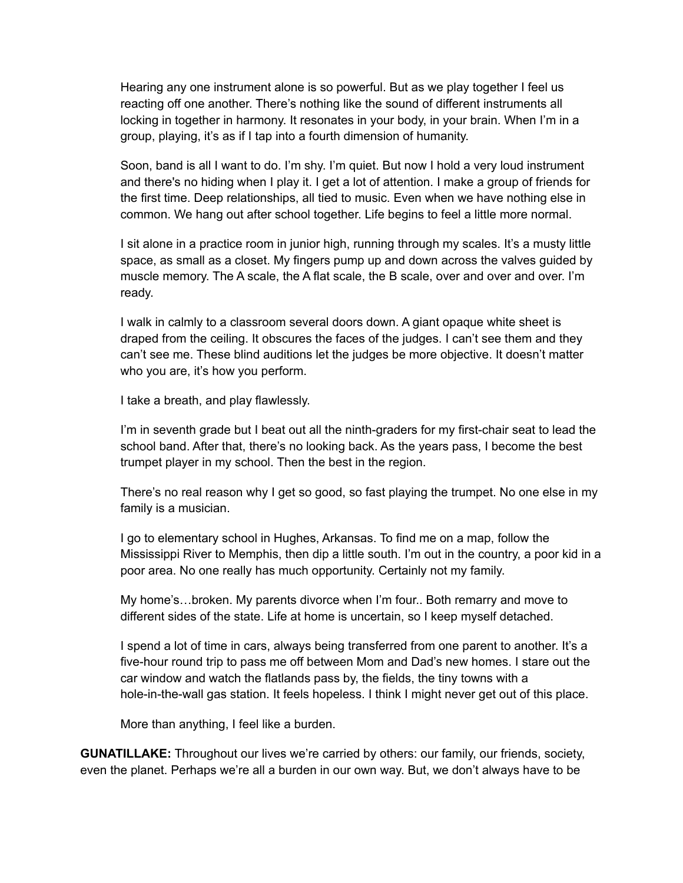Hearing any one instrument alone is so powerful. But as we play together I feel us reacting off one another. There's nothing like the sound of different instruments all locking in together in harmony. It resonates in your body, in your brain. When I'm in a group, playing, it's as if I tap into a fourth dimension of humanity.

Soon, band is all I want to do. I'm shy. I'm quiet. But now I hold a very loud instrument and there's no hiding when I play it. I get a lot of attention. I make a group of friends for the first time. Deep relationships, all tied to music. Even when we have nothing else in common. We hang out after school together. Life begins to feel a little more normal.

I sit alone in a practice room in junior high, running through my scales. It's a musty little space, as small as a closet. My fingers pump up and down across the valves guided by muscle memory. The A scale, the A flat scale, the B scale, over and over and over. I'm ready.

I walk in calmly to a classroom several doors down. A giant opaque white sheet is draped from the ceiling. It obscures the faces of the judges. I can't see them and they can't see me. These blind auditions let the judges be more objective. It doesn't matter who you are, it's how you perform.

I take a breath, and play flawlessly.

I'm in seventh grade but I beat out all the ninth-graders for my first-chair seat to lead the school band. After that, there's no looking back. As the years pass, I become the best trumpet player in my school. Then the best in the region.

There's no real reason why I get so good, so fast playing the trumpet. No one else in my family is a musician.

I go to elementary school in Hughes, Arkansas. To find me on a map, follow the Mississippi River to Memphis, then dip a little south. I'm out in the country, a poor kid in a poor area. No one really has much opportunity. Certainly not my family.

My home's…broken. My parents divorce when I'm four.. Both remarry and move to different sides of the state. Life at home is uncertain, so I keep myself detached.

I spend a lot of time in cars, always being transferred from one parent to another. It's a five-hour round trip to pass me off between Mom and Dad's new homes. I stare out the car window and watch the flatlands pass by, the fields, the tiny towns with a hole-in-the-wall gas station. It feels hopeless. I think I might never get out of this place.

More than anything, I feel like a burden.

**GUNATILLAKE:** Throughout our lives we're carried by others: our family, our friends, society, even the planet. Perhaps we're all a burden in our own way. But, we don't always have to be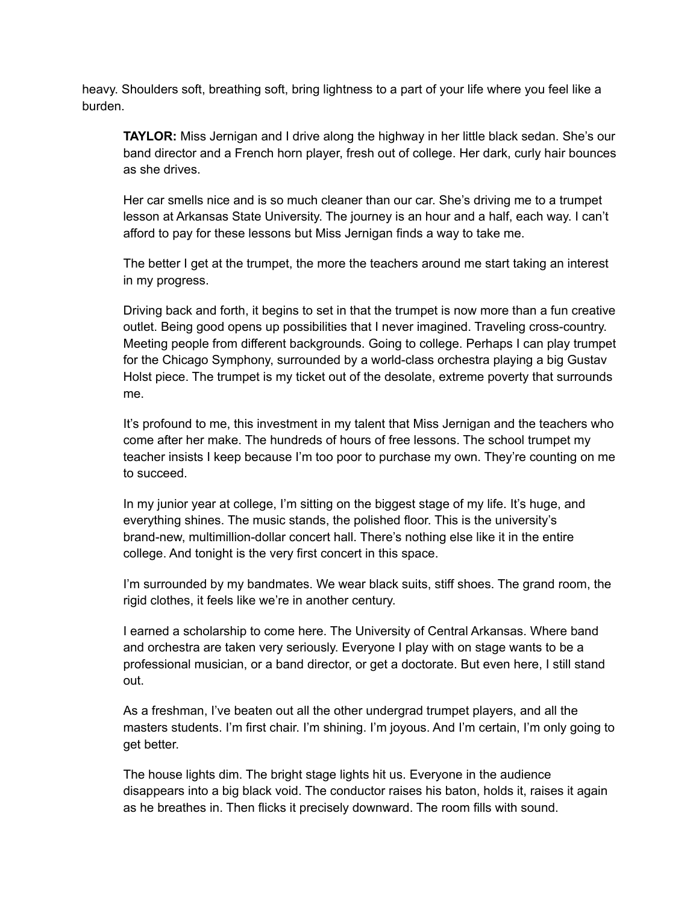heavy. Shoulders soft, breathing soft, bring lightness to a part of your life where you feel like a burden.

> **TAYLOR:** Miss Jernigan and I drive along the highway in her little black sedan. She's our band director and a French horn player, fresh out of college. Her dark, curly hair bounces as she drives.
>
> Her car smells nice and is so much cleaner than our car. She's driving me to a trumpet lesson at Arkansas State University. The journey is an hour and a half, each way. I can't afford to pay for these lessons but Miss Jernigan finds a way to take me.
>
> The better I get at the trumpet, the more the teachers around me start taking an interest in my progress.
>
> Driving back and forth, it begins to set in that the trumpet is now more than a fun creative outlet. Being good opens up possibilities that I never imagined. Traveling cross-country. Meeting people from different backgrounds. Going to college. Perhaps I can play trumpet for the Chicago Symphony, surrounded by a world-class orchestra playing a big Gustav Holst piece. The trumpet is my ticket out of the desolate, extreme poverty that surrounds me.
>
> It's profound to me, this investment in my talent that Miss Jernigan and the teachers who come after her make. The hundreds of hours of free lessons. The school trumpet my teacher insists I keep because I'm too poor to purchase my own. They're counting on me to succeed.
>
> In my junior year at college, I'm sitting on the biggest stage of my life. It's huge, and everything shines. The music stands, the polished floor. This is the university's brand-new, multimillion-dollar concert hall. There's nothing else like it in the entire college. And tonight is the very first concert in this space.
>
> I'm surrounded by my bandmates. We wear black suits, stiff shoes. The grand room, the rigid clothes, it feels like we're in another century.
>
> I earned a scholarship to come here. The University of Central Arkansas. Where band and orchestra are taken very seriously. Everyone I play with on stage wants to be a professional musician, or a band director, or get a doctorate. But even here, I still stand out.
>
> As a freshman, I've beaten out all the other undergrad trumpet players, and all the masters students. I'm first chair. I'm shining. I'm joyous. And I'm certain, I'm only going to get better.
>
> The house lights dim. The bright stage lights hit us. Everyone in the audience disappears into a big black void. The conductor raises his baton, holds it, raises it again as he breathes in. Then flicks it precisely downward. The room fills with sound.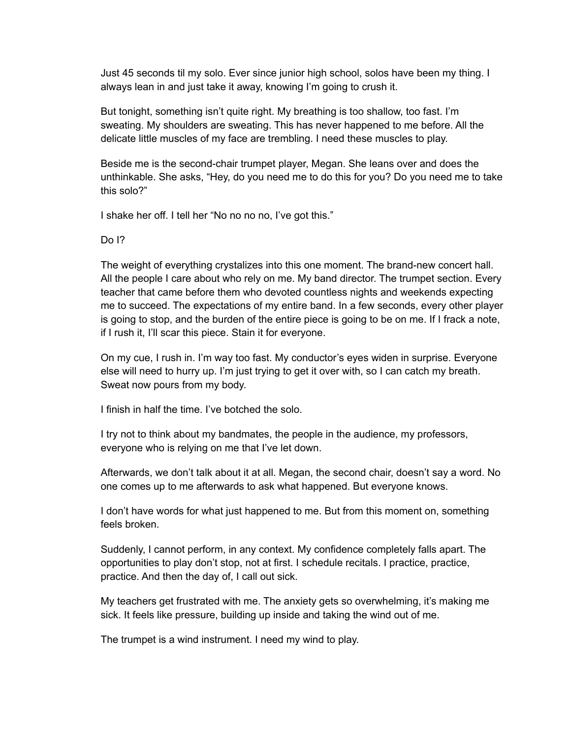Just 45 seconds til my solo. Ever since junior high school, solos have been my thing. I always lean in and just take it away, knowing I'm going to crush it.

But tonight, something isn't quite right. My breathing is too shallow, too fast. I'm sweating. My shoulders are sweating. This has never happened to me before. All the delicate little muscles of my face are trembling. I need these muscles to play.

Beside me is the second-chair trumpet player, Megan. She leans over and does the unthinkable. She asks, "Hey, do you need me to do this for you? Do you need me to take this solo?"

I shake her off. I tell her "No no no no, I've got this."

Do I?

The weight of everything crystalizes into this one moment. The brand-new concert hall. All the people I care about who rely on me. My band director. The trumpet section. Every teacher that came before them who devoted countless nights and weekends expecting me to succeed. The expectations of my entire band. In a few seconds, every other player is going to stop, and the burden of the entire piece is going to be on me. If I frack a note, if I rush it, I'll scar this piece. Stain it for everyone.

On my cue, I rush in. I'm way too fast. My conductor's eyes widen in surprise. Everyone else will need to hurry up. I'm just trying to get it over with, so I can catch my breath. Sweat now pours from my body.

I finish in half the time. I've botched the solo.

I try not to think about my bandmates, the people in the audience, my professors, everyone who is relying on me that I've let down.

Afterwards, we don't talk about it at all. Megan, the second chair, doesn't say a word. No one comes up to me afterwards to ask what happened. But everyone knows.

I don't have words for what just happened to me. But from this moment on, something feels broken.

Suddenly, I cannot perform, in any context. My confidence completely falls apart. The opportunities to play don't stop, not at first. I schedule recitals. I practice, practice, practice. And then the day of, I call out sick.

My teachers get frustrated with me. The anxiety gets so overwhelming, it's making me sick. It feels like pressure, building up inside and taking the wind out of me.

The trumpet is a wind instrument. I need my wind to play.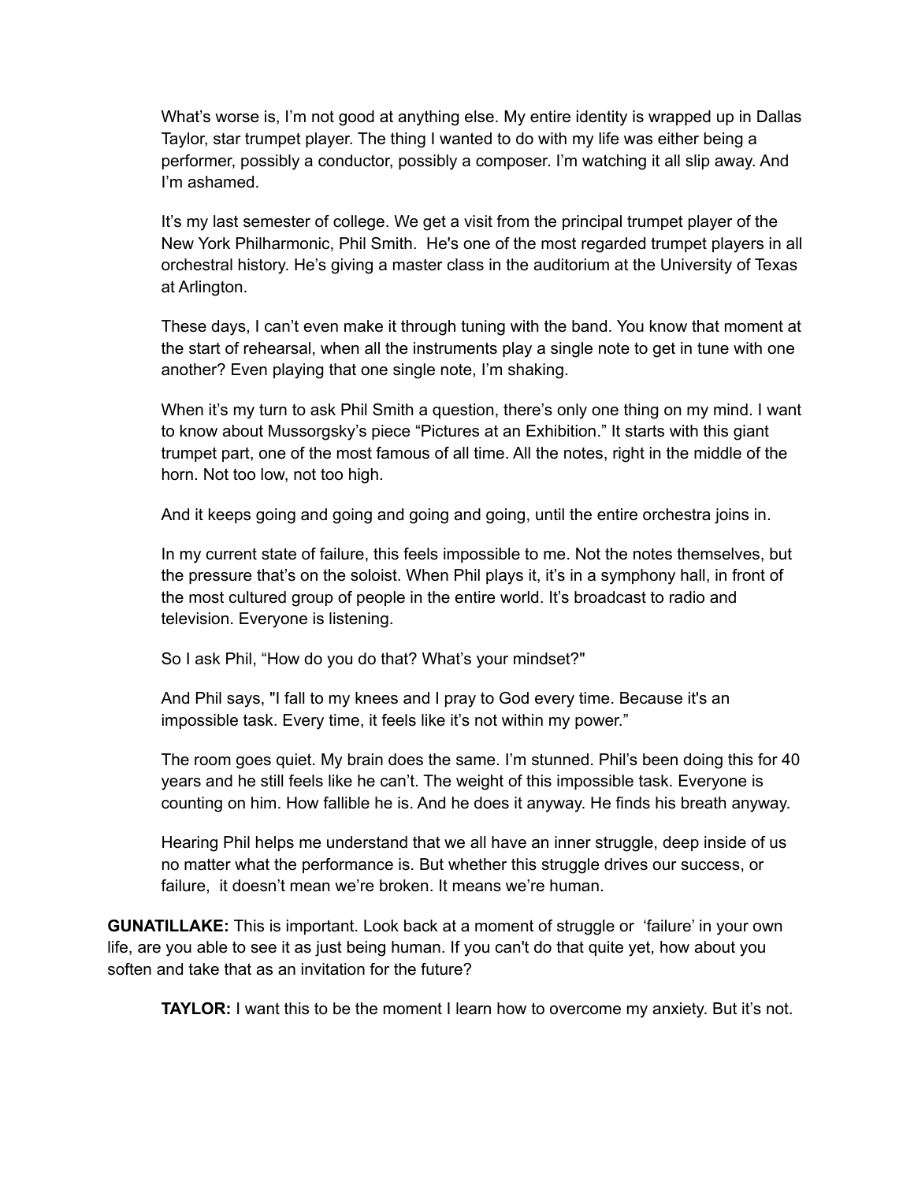What's worse is, I'm not good at anything else. My entire identity is wrapped up in Dallas Taylor, star trumpet player. The thing I wanted to do with my life was either being a performer, possibly a conductor, possibly a composer. I'm watching it all slip away. And I'm ashamed.

It's my last semester of college. We get a visit from the principal trumpet player of the New York Philharmonic, Phil Smith. He's one of the most regarded trumpet players in all orchestral history. He's giving a master class in the auditorium at the University of Texas at Arlington.

These days, I can't even make it through tuning with the band. You know that moment at the start of rehearsal, when all the instruments play a single note to get in tune with one another? Even playing that one single note, I'm shaking.

When it's my turn to ask Phil Smith a question, there's only one thing on my mind. I want to know about Mussorgsky's piece "Pictures at an Exhibition." It starts with this giant trumpet part, one of the most famous of all time. All the notes, right in the middle of the horn. Not too low, not too high.

And it keeps going and going and going and going, until the entire orchestra joins in.

In my current state of failure, this feels impossible to me. Not the notes themselves, but the pressure that's on the soloist. When Phil plays it, it's in a symphony hall, in front of the most cultured group of people in the entire world. It's broadcast to radio and television. Everyone is listening.

So I ask Phil, "How do you do that? What's your mindset?"

And Phil says, "I fall to my knees and I pray to God every time. Because it's an impossible task. Every time, it feels like it's not within my power."

The room goes quiet. My brain does the same. I'm stunned. Phil's been doing this for 40 years and he still feels like he can't. The weight of this impossible task. Everyone is counting on him. How fallible he is. And he does it anyway. He finds his breath anyway.

Hearing Phil helps me understand that we all have an inner struggle, deep inside of us no matter what the performance is. But whether this struggle drives our success, or failure, it doesn't mean we're broken. It means we're human.

**GUNATILLAKE:** This is important. Look back at a moment of struggle or 'failure' in your own life, are you able to see it as just being human. If you can't do that quite yet, how about you soften and take that as an invitation for the future?

**TAYLOR:** I want this to be the moment I learn how to overcome my anxiety. But it's not.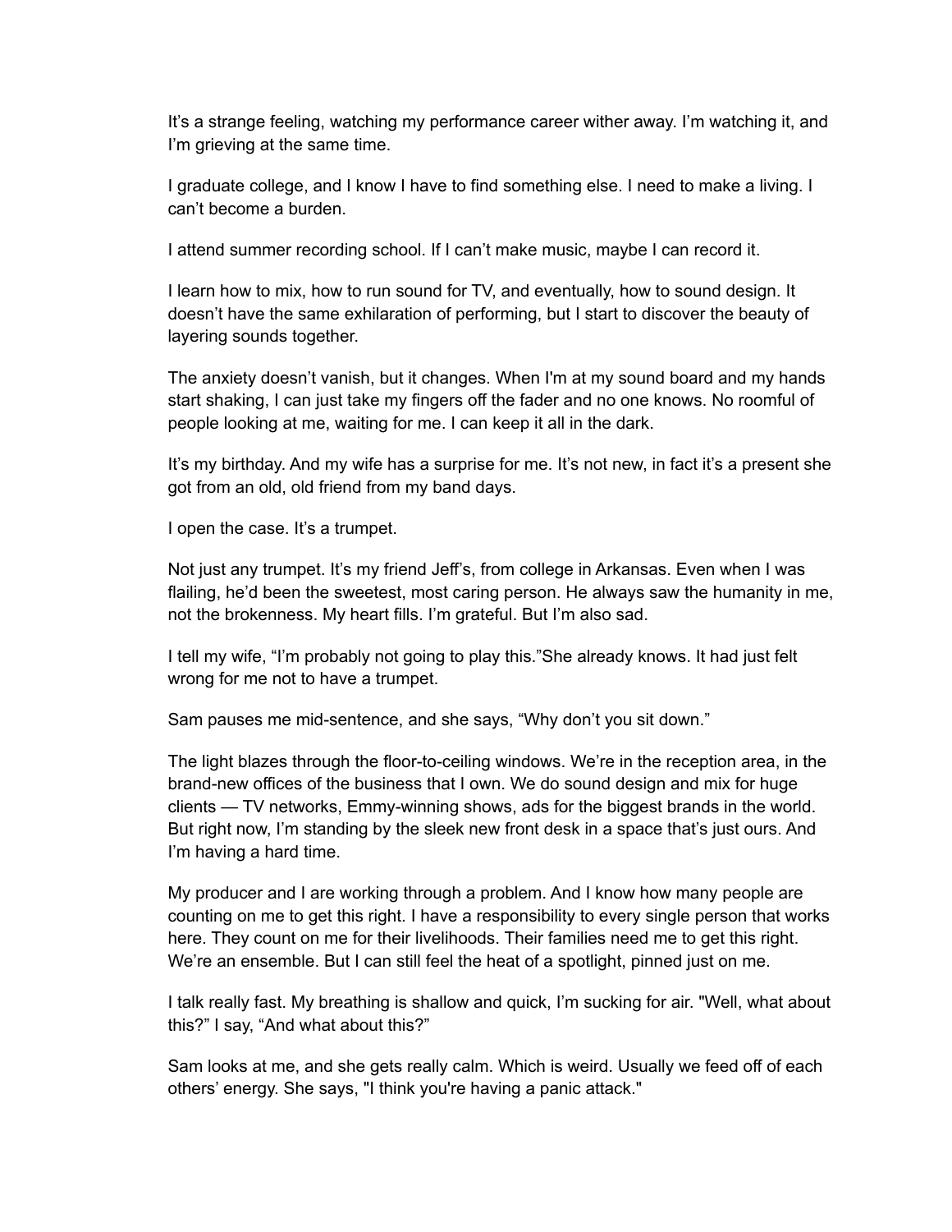It's a strange feeling, watching my performance career wither away. I'm watching it, and I'm grieving at the same time.

I graduate college, and I know I have to find something else. I need to make a living. I can't become a burden.

I attend summer recording school. If I can't make music, maybe I can record it.

I learn how to mix, how to run sound for TV, and eventually, how to sound design. It doesn't have the same exhilaration of performing, but I start to discover the beauty of layering sounds together.

The anxiety doesn't vanish, but it changes. When I'm at my sound board and my hands start shaking, I can just take my fingers off the fader and no one knows. No roomful of people looking at me, waiting for me. I can keep it all in the dark.

It's my birthday. And my wife has a surprise for me. It's not new, in fact it's a present she got from an old, old friend from my band days.

I open the case. It's a trumpet.

Not just any trumpet. It's my friend Jeff's, from college in Arkansas. Even when I was flailing, he'd been the sweetest, most caring person. He always saw the humanity in me, not the brokenness. My heart fills. I'm grateful. But I'm also sad.

I tell my wife, "I'm probably not going to play this."She already knows. It had just felt wrong for me not to have a trumpet.

Sam pauses me mid-sentence, and she says, "Why don't you sit down."

The light blazes through the floor-to-ceiling windows. We're in the reception area, in the brand-new offices of the business that I own. We do sound design and mix for huge clients — TV networks, Emmy-winning shows, ads for the biggest brands in the world. But right now, I'm standing by the sleek new front desk in a space that's just ours. And I'm having a hard time.

My producer and I are working through a problem. And I know how many people are counting on me to get this right. I have a responsibility to every single person that works here. They count on me for their livelihoods. Their families need me to get this right. We're an ensemble. But I can still feel the heat of a spotlight, pinned just on me.

I talk really fast. My breathing is shallow and quick, I'm sucking for air. "Well, what about this?" I say, "And what about this?"

Sam looks at me, and she gets really calm. Which is weird. Usually we feed off of each others' energy. She says, "I think you're having a panic attack."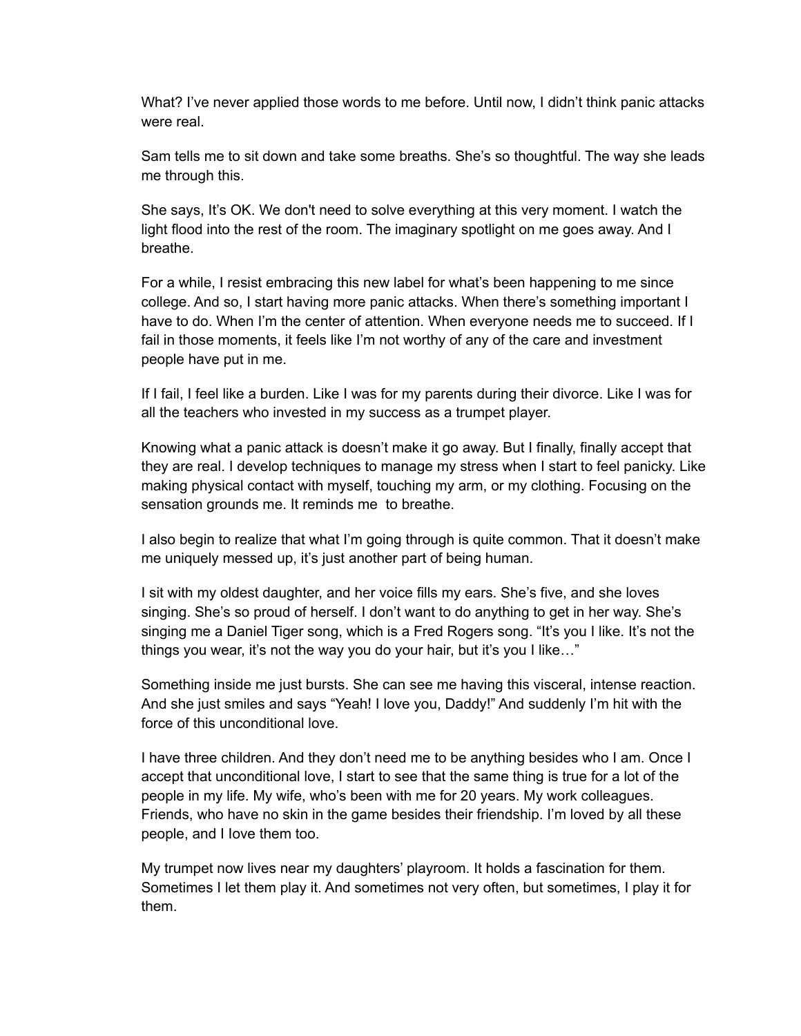What? I've never applied those words to me before. Until now, I didn't think panic attacks were real.

Sam tells me to sit down and take some breaths. She's so thoughtful. The way she leads me through this.

She says, It's OK. We don't need to solve everything at this very moment. I watch the light flood into the rest of the room. The imaginary spotlight on me goes away. And I breathe.

For a while, I resist embracing this new label for what's been happening to me since college. And so, I start having more panic attacks. When there's something important I have to do. When I'm the center of attention. When everyone needs me to succeed. If I fail in those moments, it feels like I'm not worthy of any of the care and investment people have put in me.

If I fail, I feel like a burden. Like I was for my parents during their divorce. Like I was for all the teachers who invested in my success as a trumpet player.

Knowing what a panic attack is doesn't make it go away. But I finally, finally accept that they are real. I develop techniques to manage my stress when I start to feel panicky. Like making physical contact with myself, touching my arm, or my clothing. Focusing on the sensation grounds me. It reminds me  to breathe.

I also begin to realize that what I'm going through is quite common. That it doesn't make me uniquely messed up, it's just another part of being human.

I sit with my oldest daughter, and her voice fills my ears. She's five, and she loves singing. She's so proud of herself. I don't want to do anything to get in her way. She's singing me a Daniel Tiger song, which is a Fred Rogers song. "It's you I like. It's not the things you wear, it's not the way you do your hair, but it's you I like…"

Something inside me just bursts. She can see me having this visceral, intense reaction. And she just smiles and says "Yeah! I love you, Daddy!" And suddenly I'm hit with the force of this unconditional love.

I have three children. And they don't need me to be anything besides who I am. Once I accept that unconditional love, I start to see that the same thing is true for a lot of the people in my life. My wife, who's been with me for 20 years. My work colleagues. Friends, who have no skin in the game besides their friendship. I'm loved by all these people, and I love them too.

My trumpet now lives near my daughters' playroom. It holds a fascination for them. Sometimes I let them play it. And sometimes not very often, but sometimes, I play it for them.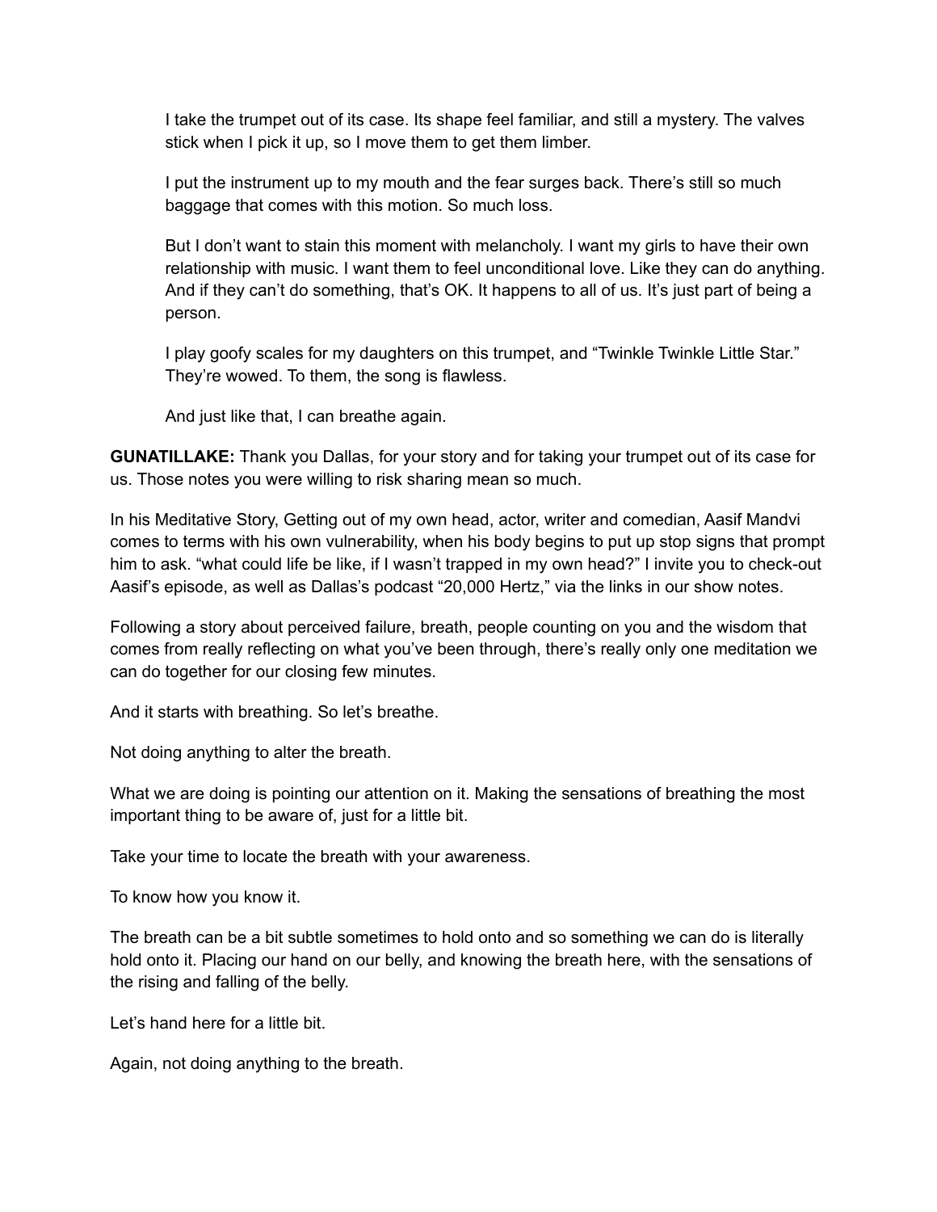> I take the trumpet out of its case. Its shape feel familiar, and still a mystery. The valves stick when I pick it up, so I move them to get them limber.
>
> I put the instrument up to my mouth and the fear surges back. There's still so much baggage that comes with this motion. So much loss.
>
> But I don't want to stain this moment with melancholy. I want my girls to have their own relationship with music. I want them to feel unconditional love. Like they can do anything. And if they can't do something, that's OK. It happens to all of us. It's just part of being a person.
>
> I play goofy scales for my daughters on this trumpet, and "Twinkle Twinkle Little Star." They're wowed. To them, the song is flawless.
>
> And just like that, I can breathe again.

**GUNATILLAKE:** Thank you Dallas, for your story and for taking your trumpet out of its case for us. Those notes you were willing to risk sharing mean so much.

In his Meditative Story, Getting out of my own head, actor, writer and comedian, Aasif Mandvi comes to terms with his own vulnerability, when his body begins to put up stop signs that prompt him to ask. "what could life be like, if I wasn't trapped in my own head?" I invite you to check-out Aasif's episode, as well as Dallas's podcast "20,000 Hertz," via the links in our show notes.

Following a story about perceived failure, breath, people counting on you and the wisdom that comes from really reflecting on what you've been through, there's really only one meditation we can do together for our closing few minutes.

And it starts with breathing. So let's breathe.

Not doing anything to alter the breath.

What we are doing is pointing our attention on it. Making the sensations of breathing the most important thing to be aware of, just for a little bit.

Take your time to locate the breath with your awareness.

To know how you know it.

The breath can be a bit subtle sometimes to hold onto and so something we can do is literally hold onto it. Placing our hand on our belly, and knowing the breath here, with the sensations of the rising and falling of the belly.

Let's hand here for a little bit.

Again, not doing anything to the breath.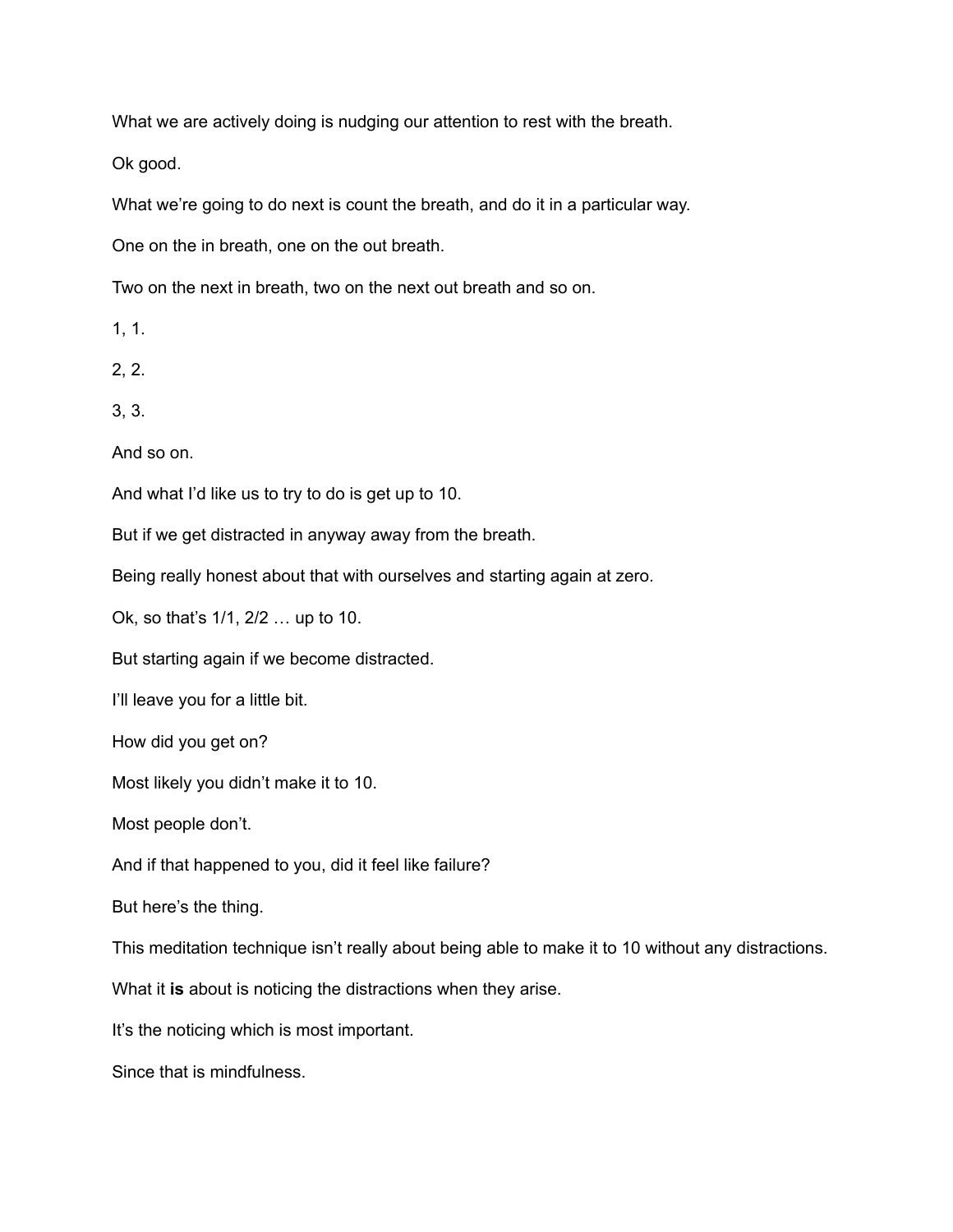What we are actively doing is nudging our attention to rest with the breath.

Ok good.

What we're going to do next is count the breath, and do it in a particular way.

One on the in breath, one on the out breath.

Two on the next in breath, two on the next out breath and so on.

1, 1.

2, 2.

3, 3.

And so on.

And what I'd like us to try to do is get up to 10.

But if we get distracted in anyway away from the breath.

Being really honest about that with ourselves and starting again at zero.

Ok, so that's 1/1, 2/2 … up to 10.

But starting again if we become distracted.

I'll leave you for a little bit.

How did you get on?

Most likely you didn't make it to 10.

Most people don't.

And if that happened to you, did it feel like failure?

But here's the thing.

This meditation technique isn't really about being able to make it to 10 without any distractions.

What it **is** about is noticing the distractions when they arise.

It's the noticing which is most important.

Since that is mindfulness.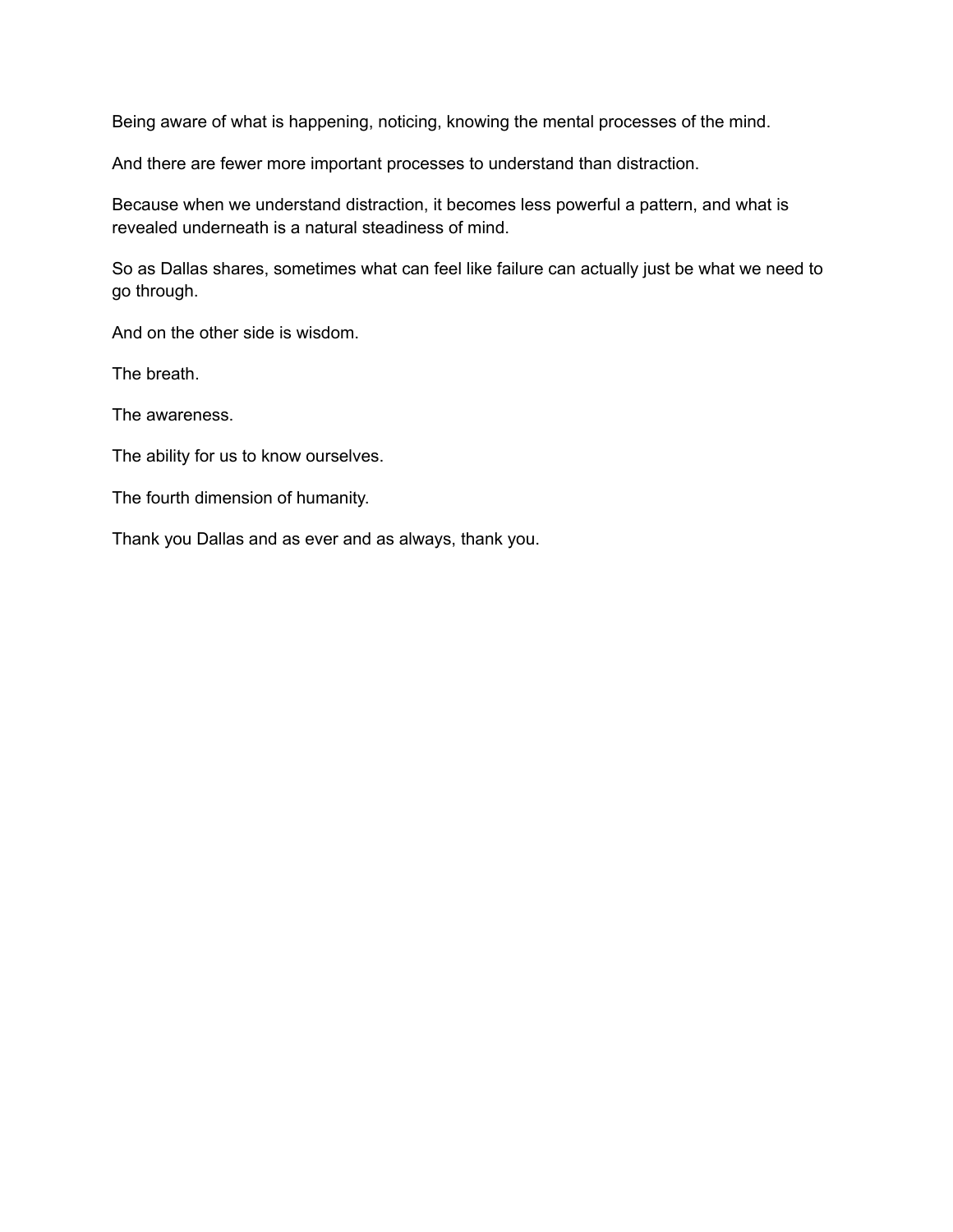Being aware of what is happening, noticing, knowing the mental processes of the mind.

And there are fewer more important processes to understand than distraction.

Because when we understand distraction, it becomes less powerful a pattern, and what is revealed underneath is a natural steadiness of mind.

So as Dallas shares, sometimes what can feel like failure can actually just be what we need to go through.

And on the other side is wisdom.

The breath.

The awareness.

The ability for us to know ourselves.

The fourth dimension of humanity.

Thank you Dallas and as ever and as always, thank you.